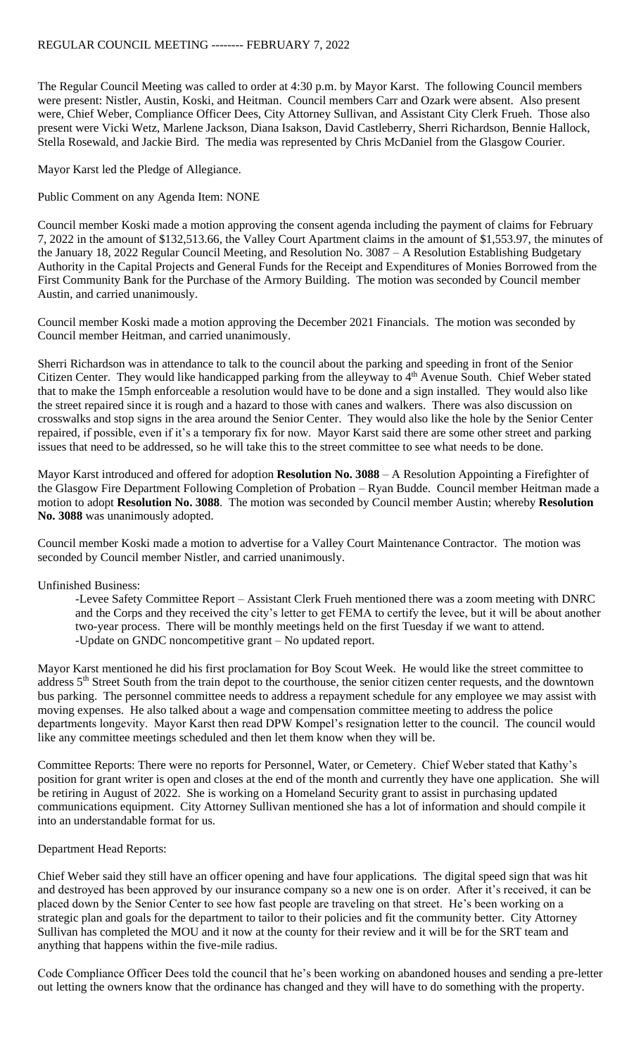# REGULAR COUNCIL MEETING -------- FEBRUARY 7, 2022

The Regular Council Meeting was called to order at 4:30 p.m. by Mayor Karst. The following Council members were present: Nistler, Austin, Koski, and Heitman. Council members Carr and Ozark were absent. Also present were, Chief Weber, Compliance Officer Dees, City Attorney Sullivan, and Assistant City Clerk Frueh. Those also present were Vicki Wetz, Marlene Jackson, Diana Isakson, David Castleberry, Sherri Richardson, Bennie Hallock, Stella Rosewald, and Jackie Bird. The media was represented by Chris McDaniel from the Glasgow Courier.

Mayor Karst led the Pledge of Allegiance.

Public Comment on any Agenda Item: NONE

Council member Koski made a motion approving the consent agenda including the payment of claims for February 7, 2022 in the amount of $132,513.66, the Valley Court Apartment claims in the amount of $1,553.97, the minutes of the January 18, 2022 Regular Council Meeting, and Resolution No. 3087 – A Resolution Establishing Budgetary Authority in the Capital Projects and General Funds for the Receipt and Expenditures of Monies Borrowed from the First Community Bank for the Purchase of the Armory Building. The motion was seconded by Council member Austin, and carried unanimously.

Council member Koski made a motion approving the December 2021 Financials. The motion was seconded by Council member Heitman, and carried unanimously.

Sherri Richardson was in attendance to talk to the council about the parking and speeding in front of the Senior Citizen Center. They would like handicapped parking from the alleyway to 4th Avenue South. Chief Weber stated that to make the 15mph enforceable a resolution would have to be done and a sign installed. They would also like the street repaired since it is rough and a hazard to those with canes and walkers. There was also discussion on crosswalks and stop signs in the area around the Senior Center. They would also like the hole by the Senior Center repaired, if possible, even if it's a temporary fix for now. Mayor Karst said there are some other street and parking issues that need to be addressed, so he will take this to the street committee to see what needs to be done.

Mayor Karst introduced and offered for adoption **Resolution No. 3088** – A Resolution Appointing a Firefighter of the Glasgow Fire Department Following Completion of Probation – Ryan Budde. Council member Heitman made a motion to adopt **Resolution No. 3088**. The motion was seconded by Council member Austin; whereby **Resolution No. 3088** was unanimously adopted.

Council member Koski made a motion to advertise for a Valley Court Maintenance Contractor. The motion was seconded by Council member Nistler, and carried unanimously.

Unfinished Business:

-Levee Safety Committee Report – Assistant Clerk Frueh mentioned there was a zoom meeting with DNRC and the Corps and they received the city's letter to get FEMA to certify the levee, but it will be about another two-year process. There will be monthly meetings held on the first Tuesday if we want to attend.
-Update on GNDC noncompetitive grant – No updated report.

Mayor Karst mentioned he did his first proclamation for Boy Scout Week. He would like the street committee to address 5th Street South from the train depot to the courthouse, the senior citizen center requests, and the downtown bus parking. The personnel committee needs to address a repayment schedule for any employee we may assist with moving expenses. He also talked about a wage and compensation committee meeting to address the police departments longevity. Mayor Karst then read DPW Kompel's resignation letter to the council. The council would like any committee meetings scheduled and then let them know when they will be.

Committee Reports: There were no reports for Personnel, Water, or Cemetery. Chief Weber stated that Kathy's position for grant writer is open and closes at the end of the month and currently they have one application. She will be retiring in August of 2022. She is working on a Homeland Security grant to assist in purchasing updated communications equipment. City Attorney Sullivan mentioned she has a lot of information and should compile it into an understandable format for us.

Department Head Reports:

Chief Weber said they still have an officer opening and have four applications. The digital speed sign that was hit and destroyed has been approved by our insurance company so a new one is on order. After it's received, it can be placed down by the Senior Center to see how fast people are traveling on that street. He's been working on a strategic plan and goals for the department to tailor to their policies and fit the community better. City Attorney Sullivan has completed the MOU and it now at the county for their review and it will be for the SRT team and anything that happens within the five-mile radius.

Code Compliance Officer Dees told the council that he's been working on abandoned houses and sending a pre-letter out letting the owners know that the ordinance has changed and they will have to do something with the property.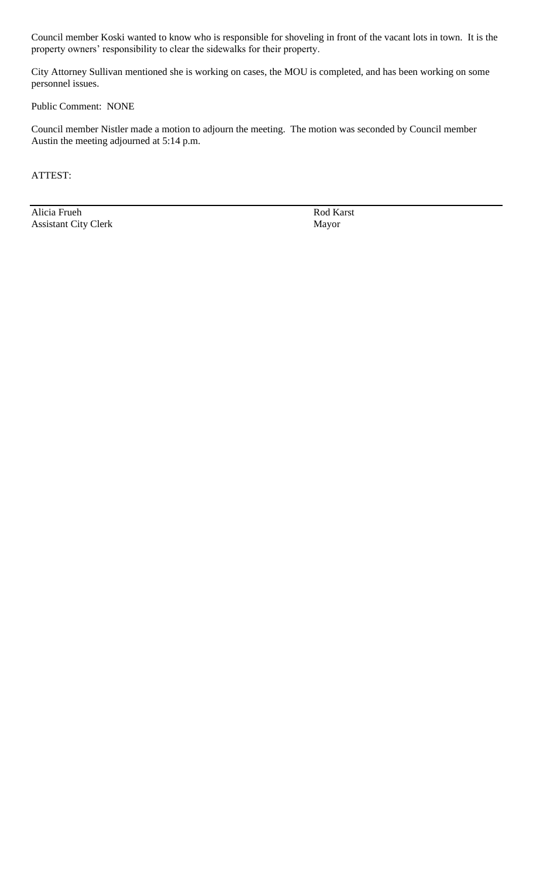Council member Koski wanted to know who is responsible for shoveling in front of the vacant lots in town. It is the property owners' responsibility to clear the sidewalks for their property.

City Attorney Sullivan mentioned she is working on cases, the MOU is completed, and has been working on some personnel issues.

Public Comment: NONE

Council member Nistler made a motion to adjourn the meeting. The motion was seconded by Council member Austin the meeting adjourned at 5:14 p.m.

ATTEST:

| | |
|---|---|
| Alicia Frueh<br>Assistant City Clerk | Rod Karst<br>Mayor |